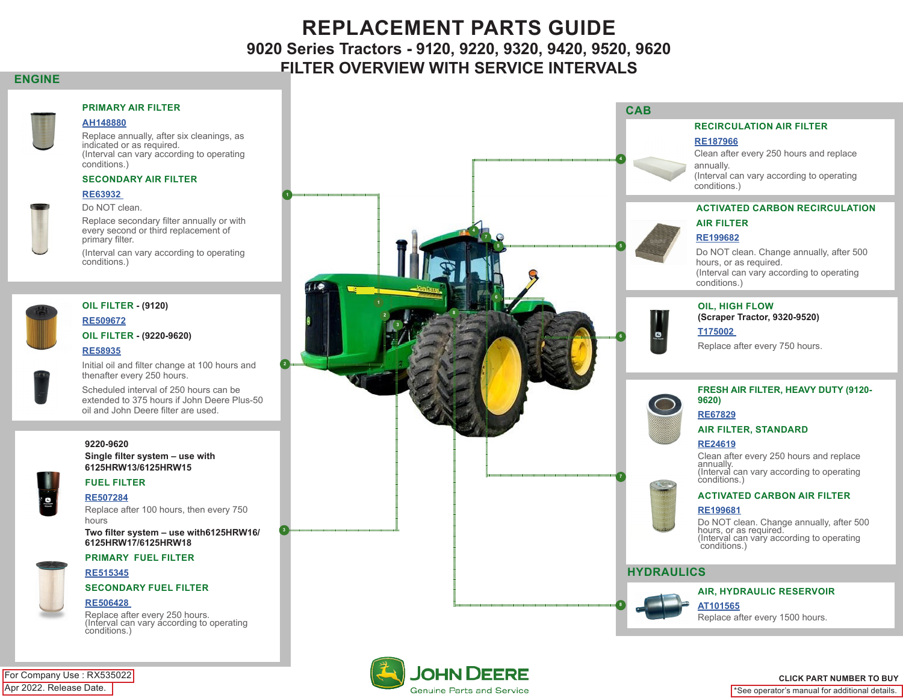# REPLACEMENT PARTS GUIDE

## 9020 Series Tractors - 9120, 9220, 9320, 9420, 9520, 9620

## FILTER OVERVIEW WITH SERVICE INTERVALS

## ENGINE

### PRIMARY AIR FILTER

AH148880

Replace annually, after six cleanings, as indicated or as required.
(Interval can vary according to operating conditions.)

### SECONDARY AIR FILTER

RE63932

Do NOT clean.

Replace secondary filter annually or with every second or third replacement of primary filter.

(Interval can vary according to operating conditions.)

### OIL FILTER - (9120)

RE509672

### OIL FILTER - (9220-9620)

RE58935

Initial oil and filter change at 100 hours and thenafter every 250 hours.

Scheduled interval of 250 hours can be extended to 375 hours if John Deere Plus-50 oil and John Deere filter are used.

**9220-9620**

**Single filter system – use with 6125HRW13/6125HRW15**

### FUEL FILTER

RE507284

Replace after 100 hours, then every 750 hours

**Two filter system – use with6125HRW16/ 6125HRW17/6125HRW18**

### PRIMARY FUEL FILTER

RE515345

### SECONDARY FUEL FILTER

RE506428

Replace after every 250 hours.
(Interval can vary according to operating conditions.)

## CAB

### RECIRCULATION AIR FILTER

RE187966

Clean after every 250 hours and replace annually.
(Interval can vary according to operating conditions.)

### ACTIVATED CARBON RECIRCULATION AIR FILTER

RE199682

Do NOT clean. Change annually, after 500 hours, or as required.
(Interval can vary according to operating conditions.)

### OIL, HIGH FLOW

**(Scraper Tractor, 9320-9520)**

T175002

Replace after every 750 hours.

### FRESH AIR FILTER, HEAVY DUTY (9120-9620)

RE67829

### AIR FILTER, STANDARD

RE24619

Clean after every 250 hours and replace annually.
(Interval can vary according to operating conditions.)

### ACTIVATED CARBON AIR FILTER

RE199681

Do NOT clean. Change annually, after 500 hours, or as required.
(Interval can vary according to operating conditions.)

## HYDRAULICS

### AIR, HYDRAULIC RESERVOIR

AT101565

Replace after every 1500 hours.

JOHN DEERE
Genuine Parts and Service

For Company Use : RX535022
Apr 2022. Release Date.

**CLICK PART NUMBER TO BUY**

*See operator's manual for additional details.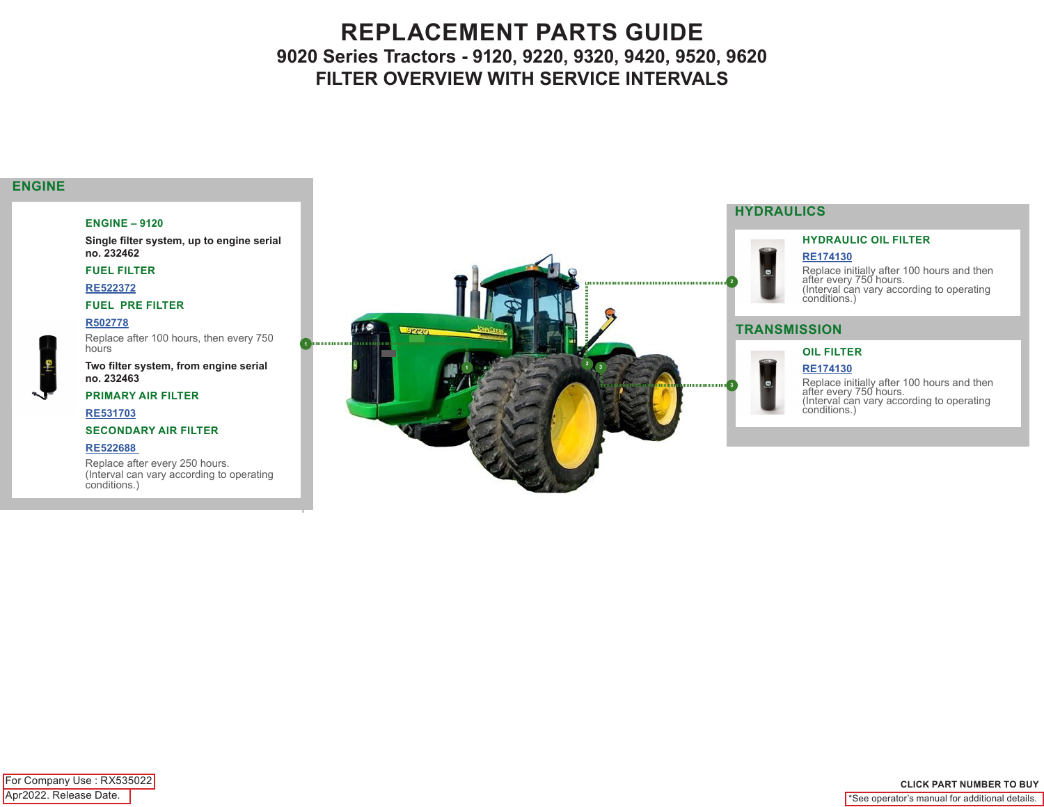# REPLACEMENT PARTS GUIDE

## 9020 Series Tractors - 9120, 9220, 9320, 9420, 9520, 9620

## FILTER OVERVIEW WITH SERVICE INTERVALS

## ENGINE

### ENGINE – 9120

**Single filter system, up to engine serial no. 232462**

**FUEL FILTER**

RE522372

**FUEL PRE FILTER**

R502778

Replace after 100 hours, then every 750 hours

**Two filter system, from engine serial no. 232463**

**PRIMARY AIR FILTER**

RE531703

**SECONDARY AIR FILTER**

RE522688

Replace after every 250 hours.
(Interval can vary according to operating conditions.)

## HYDRAULICS

### HYDRAULIC OIL FILTER

RE174130

Replace initially after 100 hours and then after every 750 hours.
(Interval can vary according to operating conditions.)

## TRANSMISSION

### OIL FILTER

RE174130

Replace initially after 100 hours and then after every 750 hours.
(Interval can vary according to operating conditions.)

For Company Use : RX535022

Apr2022. Release Date.

**CLICK PART NUMBER TO BUY**

*See operator's manual for additional details.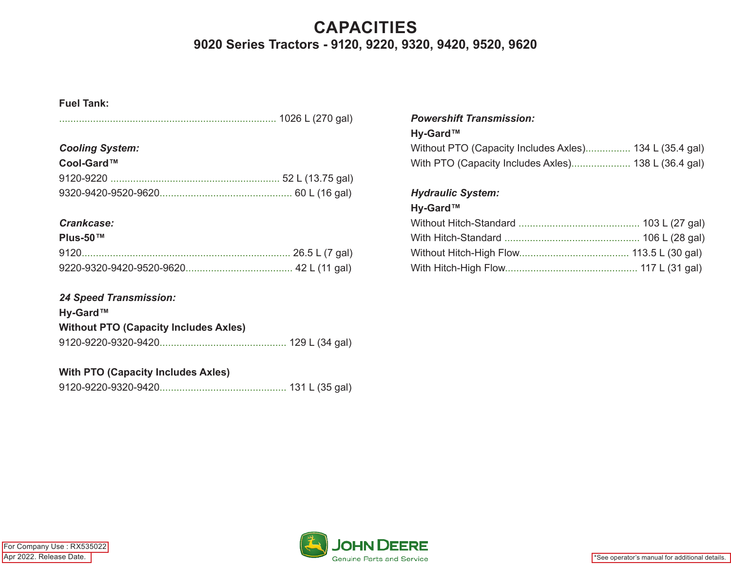# CAPACITIES

## 9020 Series Tractors - 9120, 9220, 9320, 9420, 9520, 9620

**Fuel Tank:**

............................................................................ 1026 L (270 gal)

***Cooling System:***

**Cool-Gard™**

9120-9220 ............................................................ 52 L (13.75 gal)

9320-9420-9520-9620............................................... 60 L (16 gal)

***Crankcase:***

**Plus-50™**

9120.......................................................................... 26.5 L (7 gal)

9220-9320-9420-9520-9620...................................... 42 L (11 gal)

***24 Speed Transmission:***

**Hy-Gard™**

**Without PTO (Capacity Includes Axles)**

9120-9220-9320-9420............................................. 129 L (34 gal)

**With PTO (Capacity Includes Axles)**

9120-9220-9320-9420............................................. 131 L (35 gal)

***Powershift Transmission:***

**Hy-Gard™**

Without PTO (Capacity Includes Axles)................ 134 L (35.4 gal)

With PTO (Capacity Includes Axles)..................... 138 L (36.4 gal)

***Hydraulic System:***

**Hy-Gard™**

Without Hitch-Standard ........................................... 103 L (27 gal)

With Hitch-Standard ................................................ 106 L (28 gal)

Without Hitch-High Flow....................................... 113.5 L (30 gal)

With Hitch-High Flow............................................... 117 L (31 gal)

For Company Use : RX535022

Apr 2022. Release Date.

JOHN DEERE Genuine Parts and Service

*See operator's manual for additional details.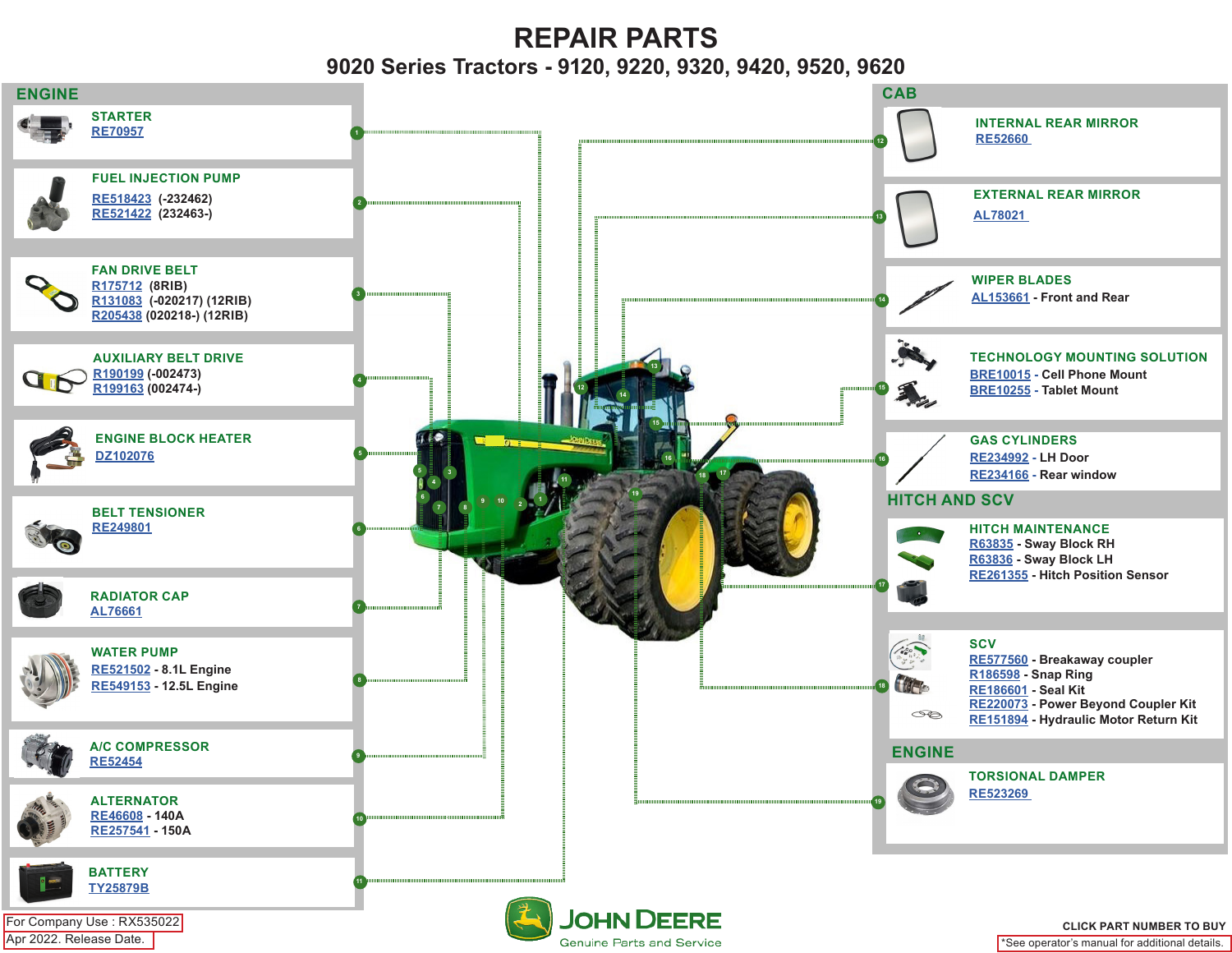# REPAIR PARTS

## 9020 Series Tractors - 9120, 9220, 9320, 9420, 9520, 9620

## ENGINE

**STARTER**
RE70957

**FUEL INJECTION PUMP**
RE518423 (-232462)
RE521422 (232463-)

**FAN DRIVE BELT**
R175712 (8RIB)
R131083 (-020217) (12RIB)
R205438 (020218-) (12RIB)

**AUXILIARY BELT DRIVE**
R190199 (-002473)
R199163 (002474-)

**ENGINE BLOCK HEATER**
DZ102076

**BELT TENSIONER**
RE249801

**RADIATOR CAP**
AL76661

**WATER PUMP**
RE521502 - 8.1L Engine
RE549153 - 12.5L Engine

**A/C COMPRESSOR**
RE52454

**ALTERNATOR**
RE46608 - 140A
RE257541 - 150A

**BATTERY**
TY25879B

## CAB

**INTERNAL REAR MIRROR**
RE52660

**EXTERNAL REAR MIRROR**
AL78021

**WIPER BLADES**
AL153661 - Front and Rear

**TECHNOLOGY MOUNTING SOLUTION**
BRE10015 - Cell Phone Mount
BRE10255 - Tablet Mount

**GAS CYLINDERS**
RE234992 - LH Door
RE234166 - Rear window

## HITCH AND SCV

**HITCH MAINTENANCE**
R63835 - Sway Block RH
R63836 - Sway Block LH
RE261355 - Hitch Position Sensor

**SCV**
RE577560 - Breakaway coupler
R186598 - Snap Ring
RE186601 - Seal Kit
RE220073 - Power Beyond Coupler Kit
RE151894 - Hydraulic Motor Return Kit

## ENGINE

**TORSIONAL DAMPER**
RE523269

For Company Use : RX535022
Apr 2022. Release Date.

JOHN DEERE
Genuine Parts and Service

CLICK PART NUMBER TO BUY
*See operator's manual for additional details.